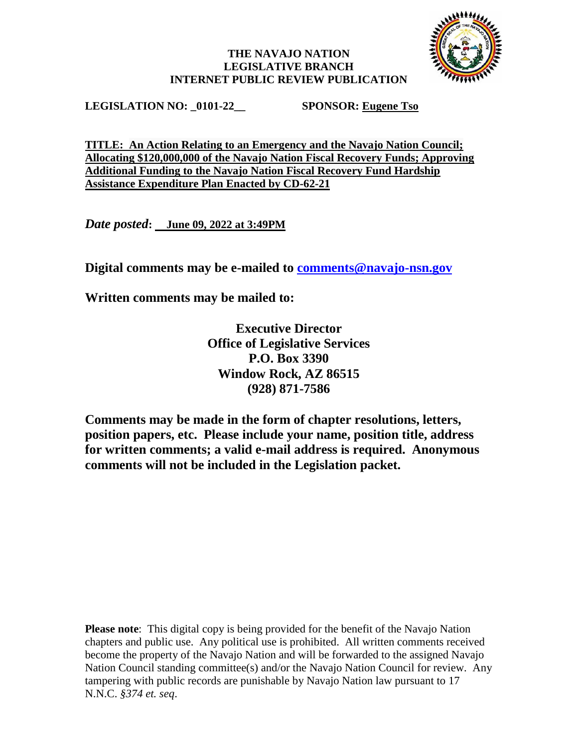# THE NAVAJO NATION
# LEGISLATIVE BRANCH
# INTERNET PUBLIC REVIEW PUBLICATION

**LEGISLATION NO: _0101-22__** **SPONSOR: Eugene Tso**

**TITLE: An Action Relating to an Emergency and the Navajo Nation Council; Allocating $120,000,000 of the Navajo Nation Fiscal Recovery Funds; Approving Additional Funding to the Navajo Nation Fiscal Recovery Fund Hardship Assistance Expenditure Plan Enacted by CD-62-21**

***Date posted*: June 09, 2022 at 3:49PM**

**Digital comments may be e-mailed to comments@navajo-nsn.gov**

**Written comments may be mailed to:**

**Executive Director**
**Office of Legislative Services**
**P.O. Box 3390**
**Window Rock, AZ 86515**
**(928) 871-7586**

**Comments may be made in the form of chapter resolutions, letters, position papers, etc. Please include your name, position title, address for written comments; a valid e-mail address is required. Anonymous comments will not be included in the Legislation packet.**

**Please note**: This digital copy is being provided for the benefit of the Navajo Nation chapters and public use. Any political use is prohibited. All written comments received become the property of the Navajo Nation and will be forwarded to the assigned Navajo Nation Council standing committee(s) and/or the Navajo Nation Council for review. Any tampering with public records are punishable by Navajo Nation law pursuant to 17 N.N.C. *§374 et. seq*.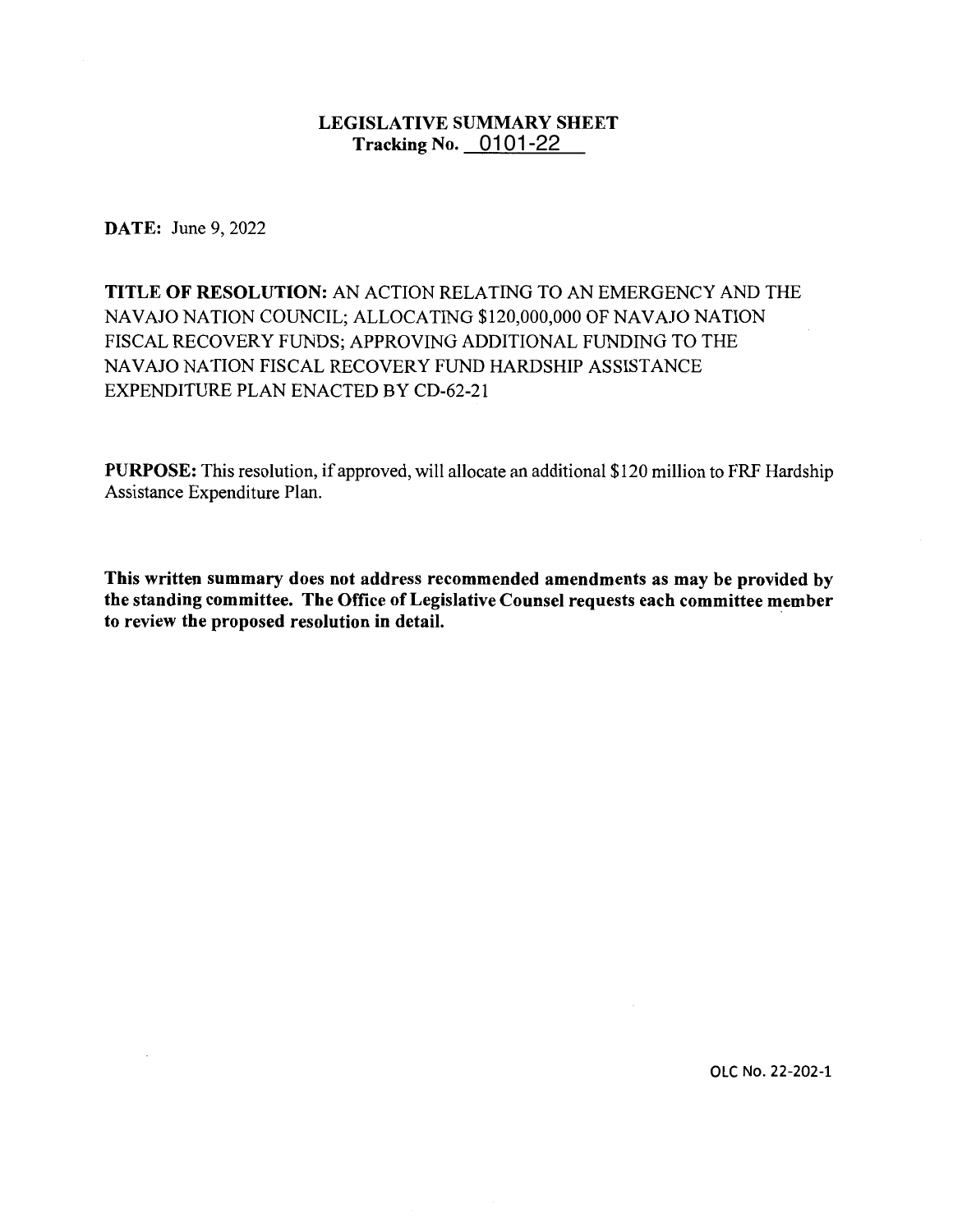# LEGISLATIVE SUMMARY SHEET

**Tracking No. 0101-22**

**DATE:** June 9, 2022

**TITLE OF RESOLUTION:** AN ACTION RELATING TO AN EMERGENCY AND THE NAVAJO NATION COUNCIL; ALLOCATING $120,000,000 OF NAVAJO NATION FISCAL RECOVERY FUNDS; APPROVING ADDITIONAL FUNDING TO THE NAVAJO NATION FISCAL RECOVERY FUND HARDSHIP ASSISTANCE EXPENDITURE PLAN ENACTED BY CD-62-21

**PURPOSE:** This resolution, if approved, will allocate an additional $120 million to FRF Hardship Assistance Expenditure Plan.

**This written summary does not address recommended amendments as may be provided by the standing committee. The Office of Legislative Counsel requests each committee member to review the proposed resolution in detail.**

OLC No. 22-202-1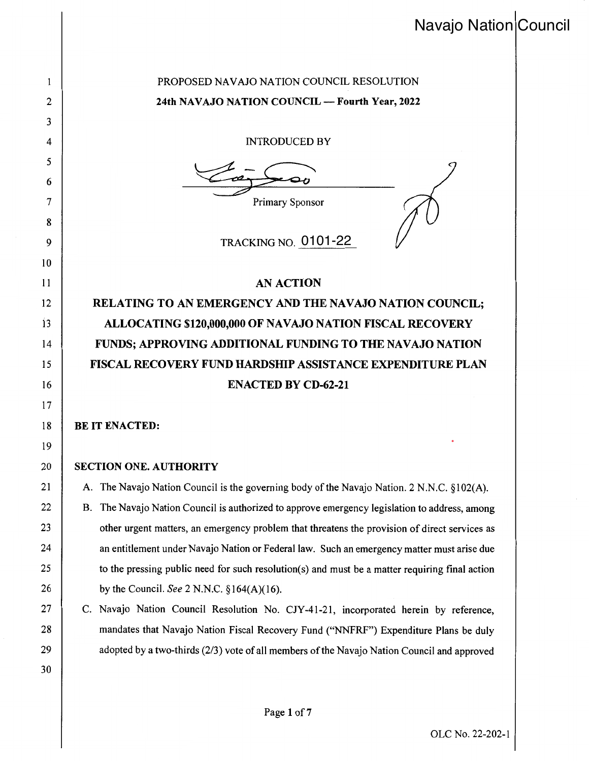PROPOSED NAVAJO NATION COUNCIL RESOLUTION

**24th NAVAJO NATION COUNCIL — Fourth Year, 2022**

INTRODUCED BY

Primary Sponsor

TRACKING NO. 0101-22

## AN ACTION

## RELATING TO AN EMERGENCY AND THE NAVAJO NATION COUNCIL; ALLOCATING $120,000,000 OF NAVAJO NATION FISCAL RECOVERY FUNDS; APPROVING ADDITIONAL FUNDING TO THE NAVAJO NATION FISCAL RECOVERY FUND HARDSHIP ASSISTANCE EXPENDITURE PLAN ENACTED BY CD-62-21

**BE IT ENACTED:**

**SECTION ONE. AUTHORITY**

A. The Navajo Nation Council is the governing body of the Navajo Nation. 2 N.N.C. §102(A).

B. The Navajo Nation Council is authorized to approve emergency legislation to address, among other urgent matters, an emergency problem that threatens the provision of direct services as an entitlement under Navajo Nation or Federal law. Such an emergency matter must arise due to the pressing public need for such resolution(s) and must be a matter requiring final action by the Council. *See* 2 N.N.C. §164(A)(16).

C. Navajo Nation Council Resolution No. CJY-41-21, incorporated herein by reference, mandates that Navajo Nation Fiscal Recovery Fund ("NNFRF") Expenditure Plans be duly adopted by a two-thirds (2/3) vote of all members of the Navajo Nation Council and approved

OLC No. 22-202-1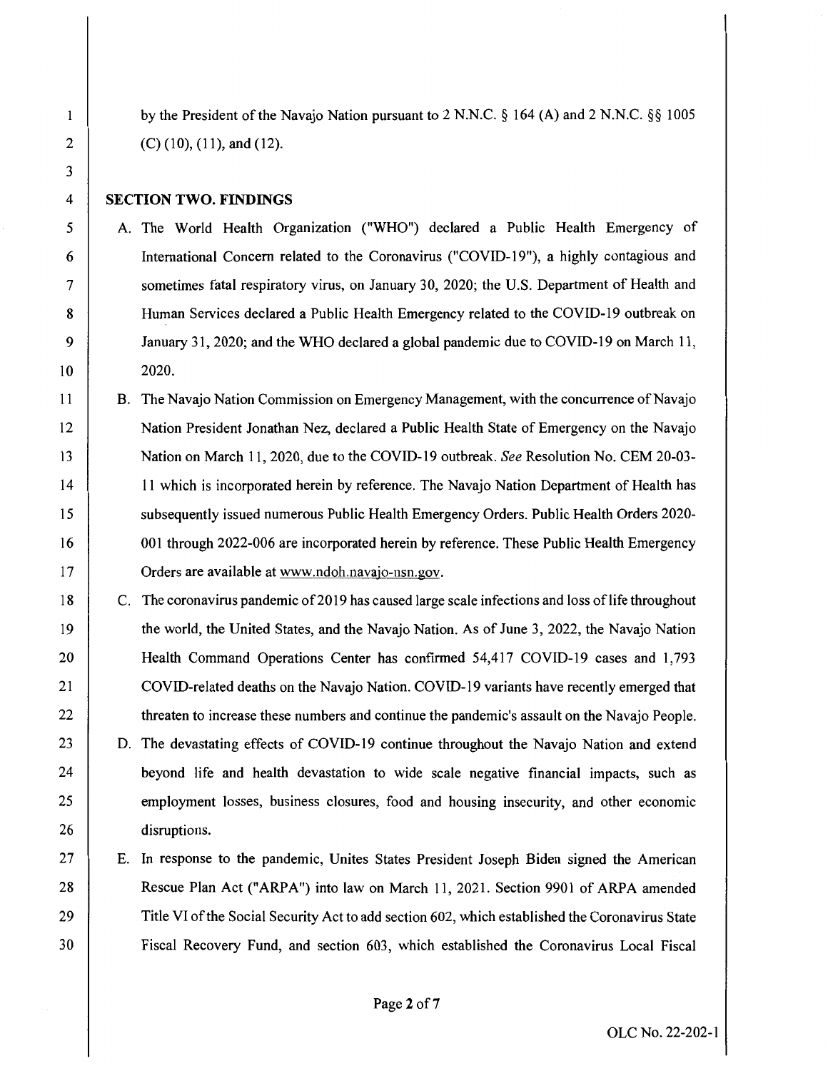by the President of the Navajo Nation pursuant to 2 N.N.C. § 164 (A) and 2 N.N.C. §§ 1005 (C) (10), (11), and (12).

## SECTION TWO. FINDINGS

A. The World Health Organization ("WHO") declared a Public Health Emergency of International Concern related to the Coronavirus ("COVID-19"), a highly contagious and sometimes fatal respiratory virus, on January 30, 2020; the U.S. Department of Health and Human Services declared a Public Health Emergency related to the COVID-19 outbreak on January 31, 2020; and the WHO declared a global pandemic due to COVID-19 on March 11, 2020.

B. The Navajo Nation Commission on Emergency Management, with the concurrence of Navajo Nation President Jonathan Nez, declared a Public Health State of Emergency on the Navajo Nation on March 11, 2020, due to the COVID-19 outbreak. *See* Resolution No. CEM 20-03-11 which is incorporated herein by reference. The Navajo Nation Department of Health has subsequently issued numerous Public Health Emergency Orders. Public Health Orders 2020-001 through 2022-006 are incorporated herein by reference. These Public Health Emergency Orders are available at www.ndoh.navajo-nsn.gov.

C. The coronavirus pandemic of 2019 has caused large scale infections and loss of life throughout the world, the United States, and the Navajo Nation. As of June 3, 2022, the Navajo Nation Health Command Operations Center has confirmed 54,417 COVID-19 cases and 1,793 COVID-related deaths on the Navajo Nation. COVID-19 variants have recently emerged that threaten to increase these numbers and continue the pandemic's assault on the Navajo People.

D. The devastating effects of COVID-19 continue throughout the Navajo Nation and extend beyond life and health devastation to wide scale negative financial impacts, such as employment losses, business closures, food and housing insecurity, and other economic disruptions.

E. In response to the pandemic, Unites States President Joseph Biden signed the American Rescue Plan Act ("ARPA") into law on March 11, 2021. Section 9901 of ARPA amended Title VI of the Social Security Act to add section 602, which established the Coronavirus State Fiscal Recovery Fund, and section 603, which established the Coronavirus Local Fiscal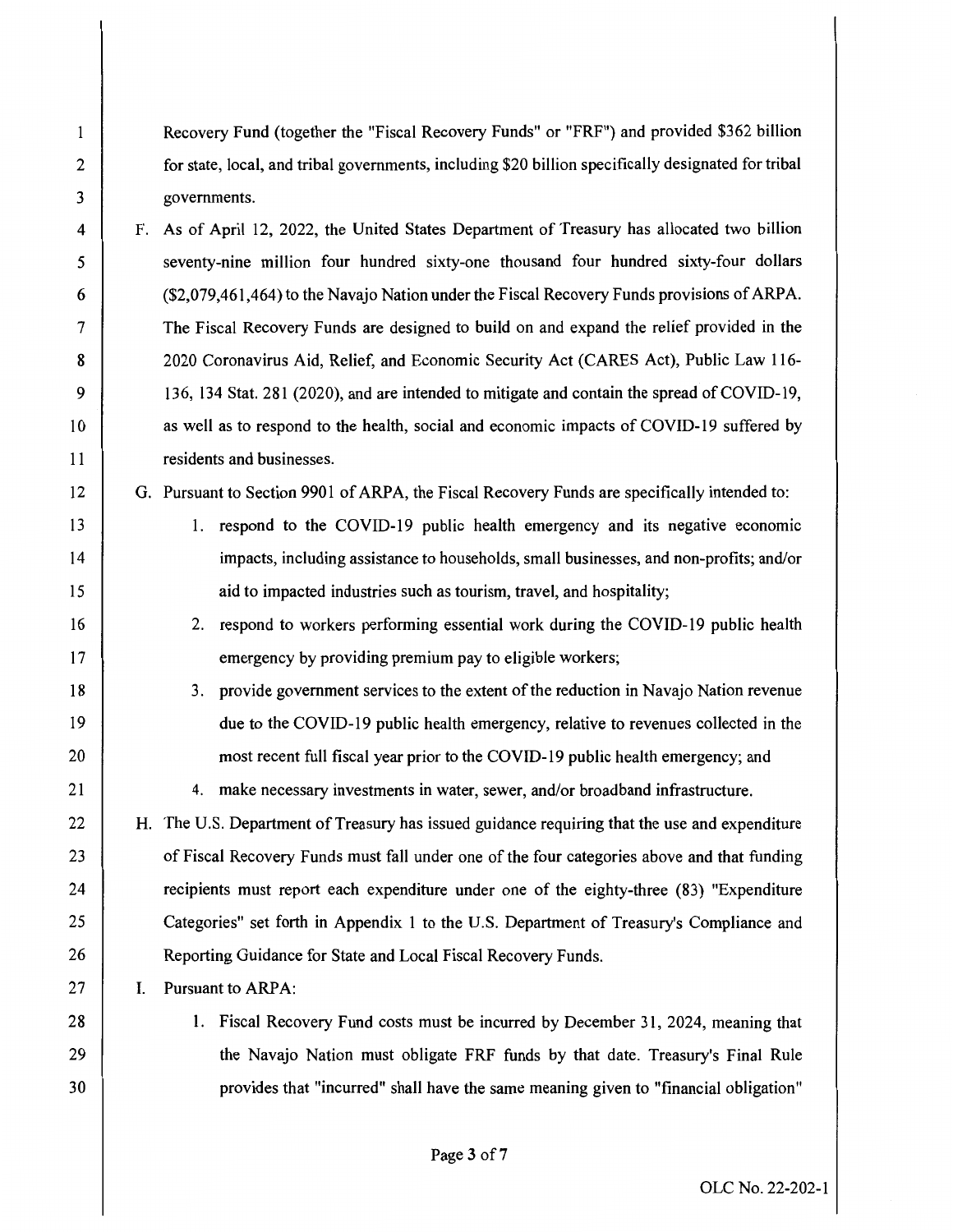Recovery Fund (together the "Fiscal Recovery Funds" or "FRF") and provided $362 billion for state, local, and tribal governments, including $20 billion specifically designated for tribal governments.

F. As of April 12, 2022, the United States Department of Treasury has allocated two billion seventy-nine million four hundred sixty-one thousand four hundred sixty-four dollars ($2,079,461,464) to the Navajo Nation under the Fiscal Recovery Funds provisions of ARPA. The Fiscal Recovery Funds are designed to build on and expand the relief provided in the 2020 Coronavirus Aid, Relief, and Economic Security Act (CARES Act), Public Law 116-136, 134 Stat. 281 (2020), and are intended to mitigate and contain the spread of COVID-19, as well as to respond to the health, social and economic impacts of COVID-19 suffered by residents and businesses.

G. Pursuant to Section 9901 of ARPA, the Fiscal Recovery Funds are specifically intended to:

   1. respond to the COVID-19 public health emergency and its negative economic impacts, including assistance to households, small businesses, and non-profits; and/or aid to impacted industries such as tourism, travel, and hospitality;
   2. respond to workers performing essential work during the COVID-19 public health emergency by providing premium pay to eligible workers;
   3. provide government services to the extent of the reduction in Navajo Nation revenue due to the COVID-19 public health emergency, relative to revenues collected in the most recent full fiscal year prior to the COVID-19 public health emergency; and
   4. make necessary investments in water, sewer, and/or broadband infrastructure.

H. The U.S. Department of Treasury has issued guidance requiring that the use and expenditure of Fiscal Recovery Funds must fall under one of the four categories above and that funding recipients must report each expenditure under one of the eighty-three (83) "Expenditure Categories" set forth in Appendix 1 to the U.S. Department of Treasury's Compliance and Reporting Guidance for State and Local Fiscal Recovery Funds.

I. Pursuant to ARPA:

   1. Fiscal Recovery Fund costs must be incurred by December 31, 2024, meaning that the Navajo Nation must obligate FRF funds by that date. Treasury's Final Rule provides that "incurred" shall have the same meaning given to "financial obligation"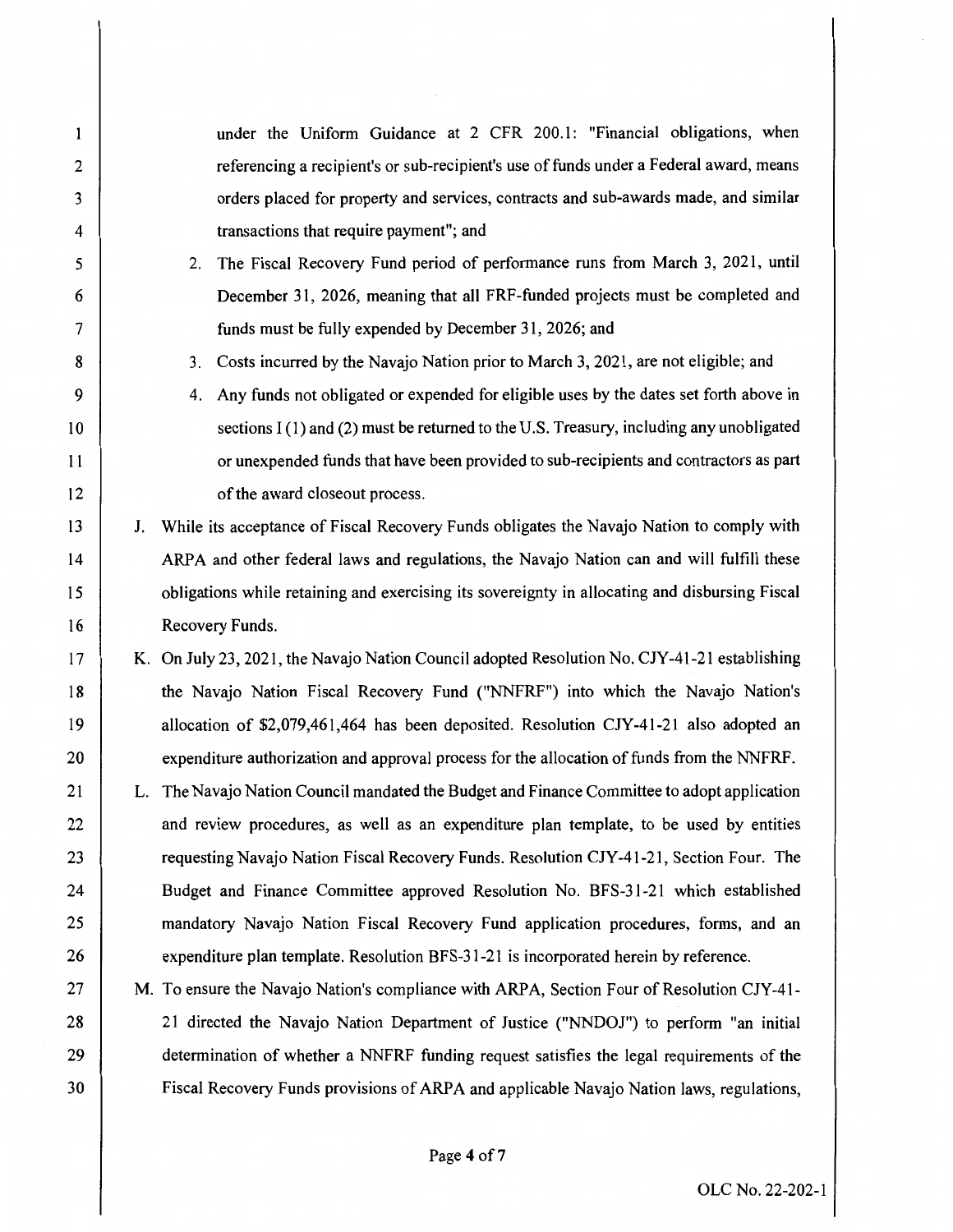under the Uniform Guidance at 2 CFR 200.1: "Financial obligations, when referencing a recipient's or sub-recipient's use of funds under a Federal award, means orders placed for property and services, contracts and sub-awards made, and similar transactions that require payment"; and

2. The Fiscal Recovery Fund period of performance runs from March 3, 2021, until December 31, 2026, meaning that all FRF-funded projects must be completed and funds must be fully expended by December 31, 2026; and

3. Costs incurred by the Navajo Nation prior to March 3, 2021, are not eligible; and

4. Any funds not obligated or expended for eligible uses by the dates set forth above in sections I (1) and (2) must be returned to the U.S. Treasury, including any unobligated or unexpended funds that have been provided to sub-recipients and contractors as part of the award closeout process.

J. While its acceptance of Fiscal Recovery Funds obligates the Navajo Nation to comply with ARPA and other federal laws and regulations, the Navajo Nation can and will fulfill these obligations while retaining and exercising its sovereignty in allocating and disbursing Fiscal Recovery Funds.

K. On July 23, 2021, the Navajo Nation Council adopted Resolution No. CJY-41-21 establishing the Navajo Nation Fiscal Recovery Fund ("NNFRF") into which the Navajo Nation's allocation of $2,079,461,464 has been deposited. Resolution CJY-41-21 also adopted an expenditure authorization and approval process for the allocation of funds from the NNFRF.

L. The Navajo Nation Council mandated the Budget and Finance Committee to adopt application and review procedures, as well as an expenditure plan template, to be used by entities requesting Navajo Nation Fiscal Recovery Funds. Resolution CJY-41-21, Section Four. The Budget and Finance Committee approved Resolution No. BFS-31-21 which established mandatory Navajo Nation Fiscal Recovery Fund application procedures, forms, and an expenditure plan template. Resolution BFS-31-21 is incorporated herein by reference.

M. To ensure the Navajo Nation's compliance with ARPA, Section Four of Resolution CJY-41-21 directed the Navajo Nation Department of Justice ("NNDOJ") to perform "an initial determination of whether a NNFRF funding request satisfies the legal requirements of the Fiscal Recovery Funds provisions of ARPA and applicable Navajo Nation laws, regulations,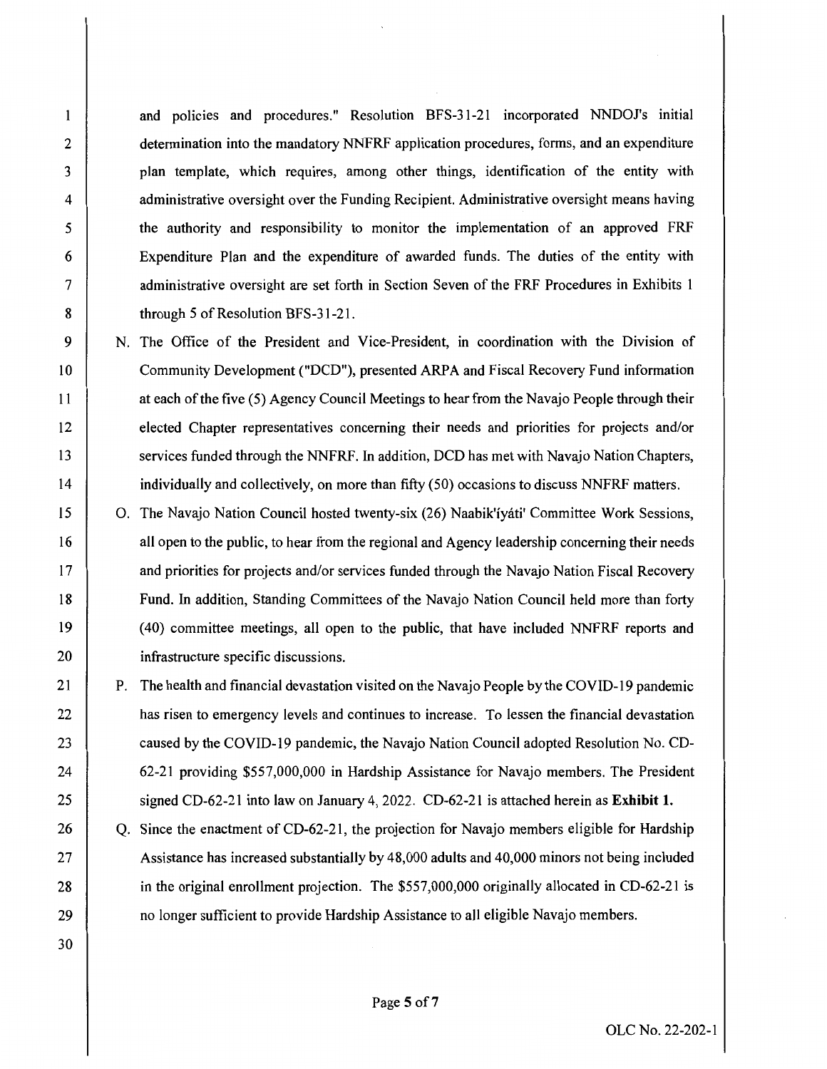and policies and procedures." Resolution BFS-31-21 incorporated NNDOJ's initial determination into the mandatory NNFRF application procedures, forms, and an expenditure plan template, which requires, among other things, identification of the entity with administrative oversight over the Funding Recipient. Administrative oversight means having the authority and responsibility to monitor the implementation of an approved FRF Expenditure Plan and the expenditure of awarded funds. The duties of the entity with administrative oversight are set forth in Section Seven of the FRF Procedures in Exhibits 1 through 5 of Resolution BFS-31-21.

N. The Office of the President and Vice-President, in coordination with the Division of Community Development ("DCD"), presented ARPA and Fiscal Recovery Fund information at each of the five (5) Agency Council Meetings to hear from the Navajo People through their elected Chapter representatives concerning their needs and priorities for projects and/or services funded through the NNFRF. In addition, DCD has met with Navajo Nation Chapters, individually and collectively, on more than fifty (50) occasions to discuss NNFRF matters.

O. The Navajo Nation Council hosted twenty-six (26) Naabik'íyáti' Committee Work Sessions, all open to the public, to hear from the regional and Agency leadership concerning their needs and priorities for projects and/or services funded through the Navajo Nation Fiscal Recovery Fund. In addition, Standing Committees of the Navajo Nation Council held more than forty (40) committee meetings, all open to the public, that have included NNFRF reports and infrastructure specific discussions.

P. The health and financial devastation visited on the Navajo People by the COVID-19 pandemic has risen to emergency levels and continues to increase. To lessen the financial devastation caused by the COVID-19 pandemic, the Navajo Nation Council adopted Resolution No. CD-62-21 providing $557,000,000 in Hardship Assistance for Navajo members. The President signed CD-62-21 into law on January 4, 2022. CD-62-21 is attached herein as **Exhibit 1.**

Q. Since the enactment of CD-62-21, the projection for Navajo members eligible for Hardship Assistance has increased substantially by 48,000 adults and 40,000 minors not being included in the original enrollment projection. The $557,000,000 originally allocated in CD-62-21 is no longer sufficient to provide Hardship Assistance to all eligible Navajo members.

OLC No. 22-202-1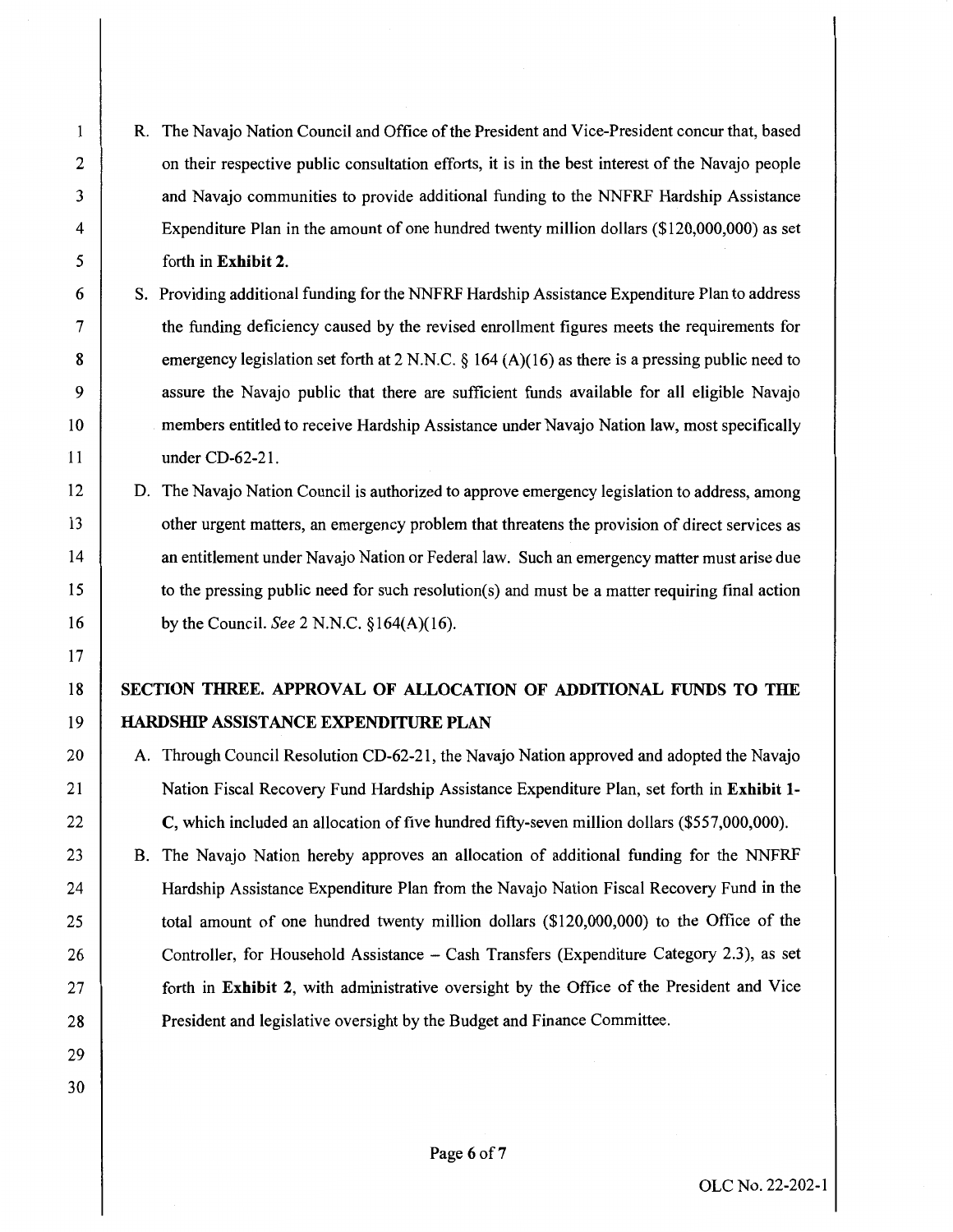R. The Navajo Nation Council and Office of the President and Vice-President concur that, based on their respective public consultation efforts, it is in the best interest of the Navajo people and Navajo communities to provide additional funding to the NNFRF Hardship Assistance Expenditure Plan in the amount of one hundred twenty million dollars ($120,000,000) as set forth in **Exhibit 2.**

S. Providing additional funding for the NNFRF Hardship Assistance Expenditure Plan to address the funding deficiency caused by the revised enrollment figures meets the requirements for emergency legislation set forth at 2 N.N.C. § 164 (A)(16) as there is a pressing public need to assure the Navajo public that there are sufficient funds available for all eligible Navajo members entitled to receive Hardship Assistance under Navajo Nation law, most specifically under CD-62-21.

D. The Navajo Nation Council is authorized to approve emergency legislation to address, among other urgent matters, an emergency problem that threatens the provision of direct services as an entitlement under Navajo Nation or Federal law. Such an emergency matter must arise due to the pressing public need for such resolution(s) and must be a matter requiring final action by the Council. *See* 2 N.N.C. §164(A)(16).

## SECTION THREE. APPROVAL OF ALLOCATION OF ADDITIONAL FUNDS TO THE HARDSHIP ASSISTANCE EXPENDITURE PLAN

A. Through Council Resolution CD-62-21, the Navajo Nation approved and adopted the Navajo Nation Fiscal Recovery Fund Hardship Assistance Expenditure Plan, set forth in **Exhibit 1-C**, which included an allocation of five hundred fifty-seven million dollars ($557,000,000).

B. The Navajo Nation hereby approves an allocation of additional funding for the NNFRF Hardship Assistance Expenditure Plan from the Navajo Nation Fiscal Recovery Fund in the total amount of one hundred twenty million dollars ($120,000,000) to the Office of the Controller, for Household Assistance – Cash Transfers (Expenditure Category 2.3), as set forth in **Exhibit 2**, with administrative oversight by the Office of the President and Vice President and legislative oversight by the Budget and Finance Committee.

OLC No. 22-202-1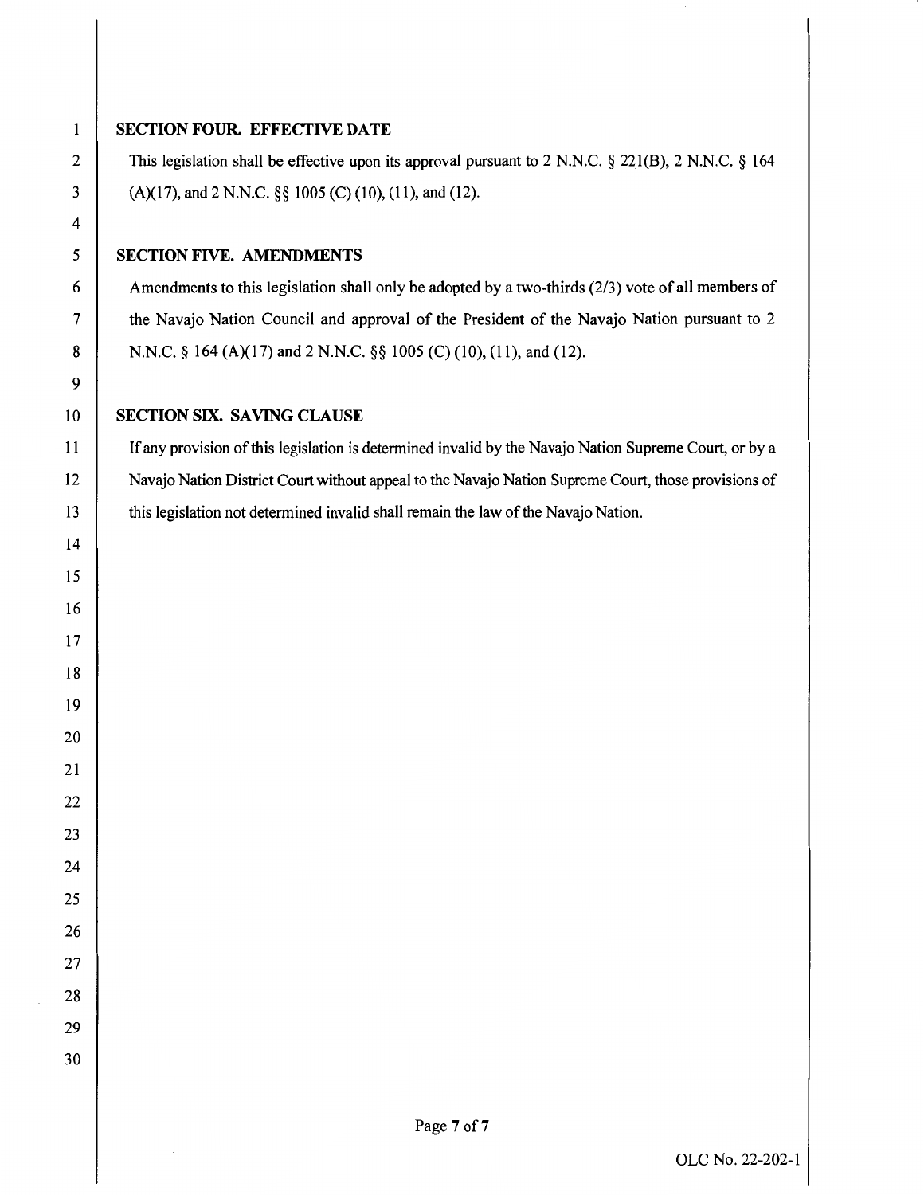**SECTION FOUR. EFFECTIVE DATE**

This legislation shall be effective upon its approval pursuant to 2 N.N.C. § 221(B), 2 N.N.C. § 164 (A)(17), and 2 N.N.C. §§ 1005 (C) (10), (11), and (12).

**SECTION FIVE. AMENDMENTS**

Amendments to this legislation shall only be adopted by a two-thirds (2/3) vote of all members of the Navajo Nation Council and approval of the President of the Navajo Nation pursuant to 2 N.N.C. § 164 (A)(17) and 2 N.N.C. §§ 1005 (C) (10), (11), and (12).

**SECTION SIX. SAVING CLAUSE**

If any provision of this legislation is determined invalid by the Navajo Nation Supreme Court, or by a Navajo Nation District Court without appeal to the Navajo Nation Supreme Court, those provisions of this legislation not determined invalid shall remain the law of the Navajo Nation.

OLC No. 22-202-1